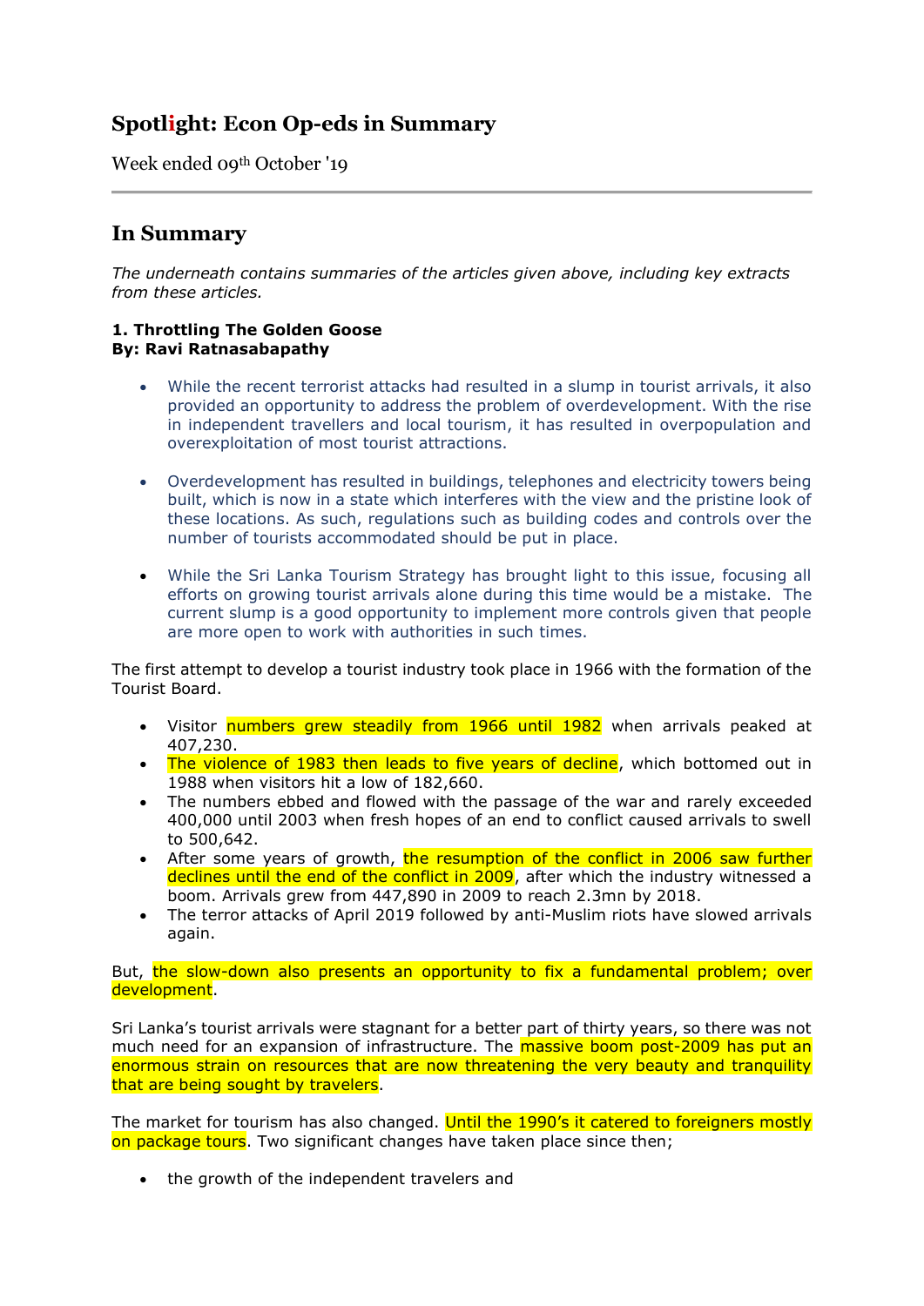# Spotlight: Econ Op-eds in Summary

Week ended 09th October '19

## In Summary

*The underneath contains summaries of the articles given above, including key extracts from these articles.*

**1. Throttling The Golden Goose**
**By: Ravi Ratnasabapathy**

- While the recent terrorist attacks had resulted in a slump in tourist arrivals, it also provided an opportunity to address the problem of overdevelopment. With the rise in independent travellers and local tourism, it has resulted in overpopulation and overexploitation of most tourist attractions.

- Overdevelopment has resulted in buildings, telephones and electricity towers being built, which is now in a state which interferes with the view and the pristine look of these locations. As such, regulations such as building codes and controls over the number of tourists accommodated should be put in place.

- While the Sri Lanka Tourism Strategy has brought light to this issue, focusing all efforts on growing tourist arrivals alone during this time would be a mistake. The current slump is a good opportunity to implement more controls given that people are more open to work with authorities in such times.

The first attempt to develop a tourist industry took place in 1966 with the formation of the Tourist Board.

- Visitor numbers grew steadily from 1966 until 1982 when arrivals peaked at 407,230.
- The violence of 1983 then leads to five years of decline, which bottomed out in 1988 when visitors hit a low of 182,660.
- The numbers ebbed and flowed with the passage of the war and rarely exceeded 400,000 until 2003 when fresh hopes of an end to conflict caused arrivals to swell to 500,642.
- After some years of growth, the resumption of the conflict in 2006 saw further declines until the end of the conflict in 2009, after which the industry witnessed a boom. Arrivals grew from 447,890 in 2009 to reach 2.3mn by 2018.
- The terror attacks of April 2019 followed by anti-Muslim riots have slowed arrivals again.

But, the slow-down also presents an opportunity to fix a fundamental problem; over development.

Sri Lanka's tourist arrivals were stagnant for a better part of thirty years, so there was not much need for an expansion of infrastructure. The massive boom post-2009 has put an enormous strain on resources that are now threatening the very beauty and tranquility that are being sought by travelers.

The market for tourism has also changed. Until the 1990's it catered to foreigners mostly on package tours. Two significant changes have taken place since then;

- the growth of the independent travelers and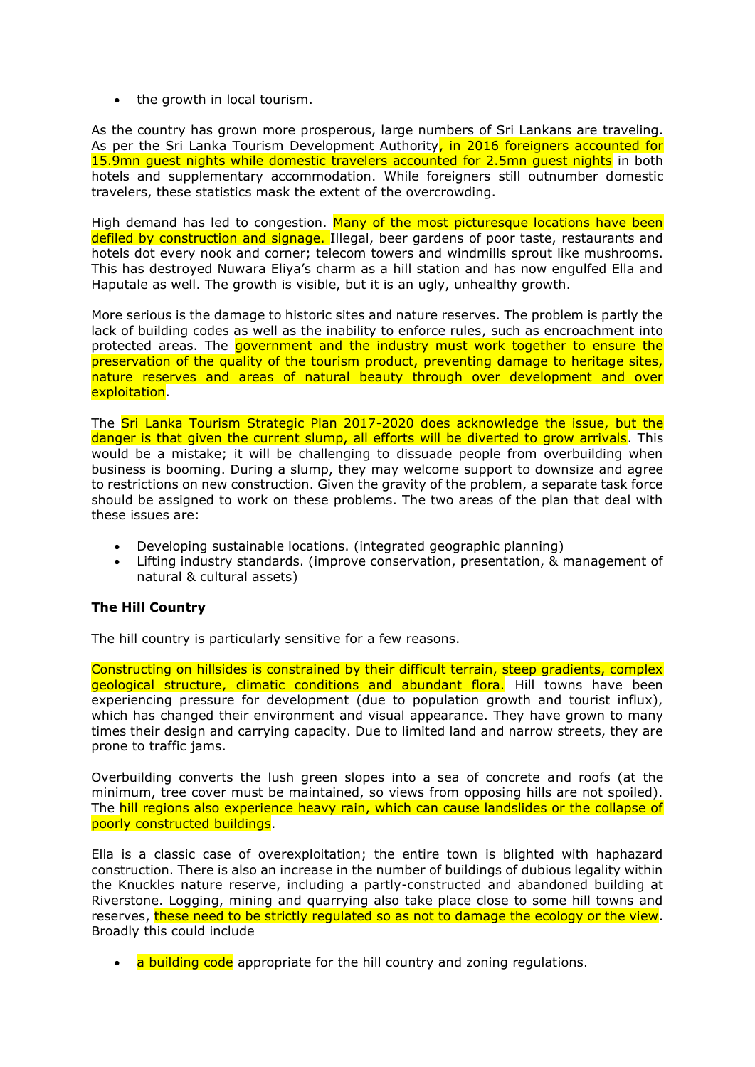- the growth in local tourism.

As the country has grown more prosperous, large numbers of Sri Lankans are traveling. As per the Sri Lanka Tourism Development Authority, in 2016 foreigners accounted for 15.9mn guest nights while domestic travelers accounted for 2.5mn guest nights in both hotels and supplementary accommodation. While foreigners still outnumber domestic travelers, these statistics mask the extent of the overcrowding.

High demand has led to congestion. Many of the most picturesque locations have been defiled by construction and signage. Illegal, beer gardens of poor taste, restaurants and hotels dot every nook and corner; telecom towers and windmills sprout like mushrooms. This has destroyed Nuwara Eliya's charm as a hill station and has now engulfed Ella and Haputale as well. The growth is visible, but it is an ugly, unhealthy growth.

More serious is the damage to historic sites and nature reserves. The problem is partly the lack of building codes as well as the inability to enforce rules, such as encroachment into protected areas. The government and the industry must work together to ensure the preservation of the quality of the tourism product, preventing damage to heritage sites, nature reserves and areas of natural beauty through over development and over exploitation.

The Sri Lanka Tourism Strategic Plan 2017-2020 does acknowledge the issue, but the danger is that given the current slump, all efforts will be diverted to grow arrivals. This would be a mistake; it will be challenging to dissuade people from overbuilding when business is booming. During a slump, they may welcome support to downsize and agree to restrictions on new construction. Given the gravity of the problem, a separate task force should be assigned to work on these problems. The two areas of the plan that deal with these issues are:

- Developing sustainable locations. (integrated geographic planning)
- Lifting industry standards. (improve conservation, presentation, & management of natural & cultural assets)

**The Hill Country**

The hill country is particularly sensitive for a few reasons.

Constructing on hillsides is constrained by their difficult terrain, steep gradients, complex geological structure, climatic conditions and abundant flora. Hill towns have been experiencing pressure for development (due to population growth and tourist influx), which has changed their environment and visual appearance. They have grown to many times their design and carrying capacity. Due to limited land and narrow streets, they are prone to traffic jams.

Overbuilding converts the lush green slopes into a sea of concrete and roofs (at the minimum, tree cover must be maintained, so views from opposing hills are not spoiled). The hill regions also experience heavy rain, which can cause landslides or the collapse of poorly constructed buildings.

Ella is a classic case of overexploitation; the entire town is blighted with haphazard construction. There is also an increase in the number of buildings of dubious legality within the Knuckles nature reserve, including a partly-constructed and abandoned building at Riverstone. Logging, mining and quarrying also take place close to some hill towns and reserves, these need to be strictly regulated so as not to damage the ecology or the view. Broadly this could include

- a building code appropriate for the hill country and zoning regulations.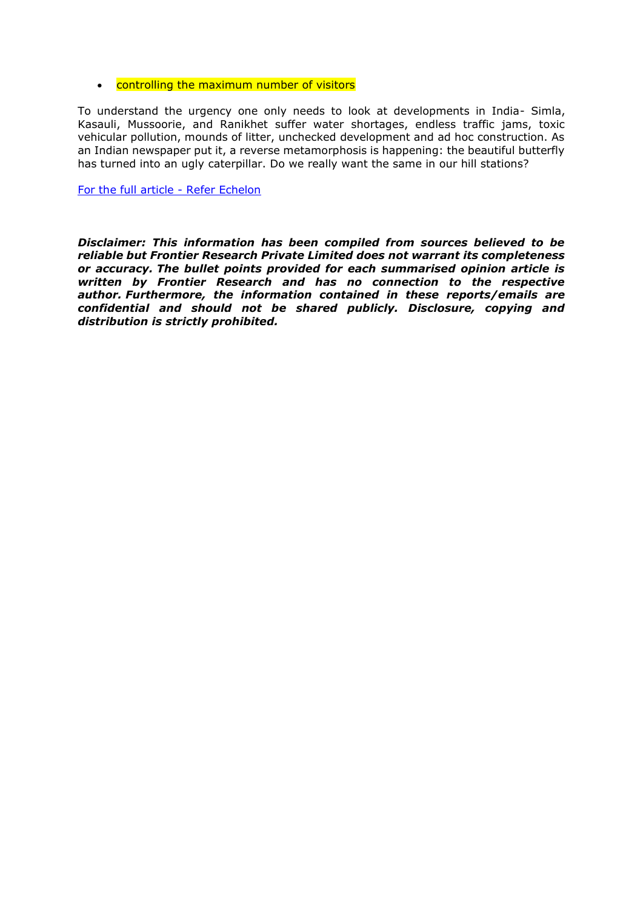- controlling the maximum number of visitors

To understand the urgency one only needs to look at developments in India- Simla, Kasauli, Mussoorie, and Ranikhet suffer water shortages, endless traffic jams, toxic vehicular pollution, mounds of litter, unchecked development and ad hoc construction. As an Indian newspaper put it, a reverse metamorphosis is happening: the beautiful butterfly has turned into an ugly caterpillar. Do we really want the same in our hill stations?

For the full article - Refer Echelon

***Disclaimer: This information has been compiled from sources believed to be reliable but Frontier Research Private Limited does not warrant its completeness or accuracy. The bullet points provided for each summarised opinion article is written by Frontier Research and has no connection to the respective author. Furthermore, the information contained in these reports/emails are confidential and should not be shared publicly. Disclosure, copying and distribution is strictly prohibited.***